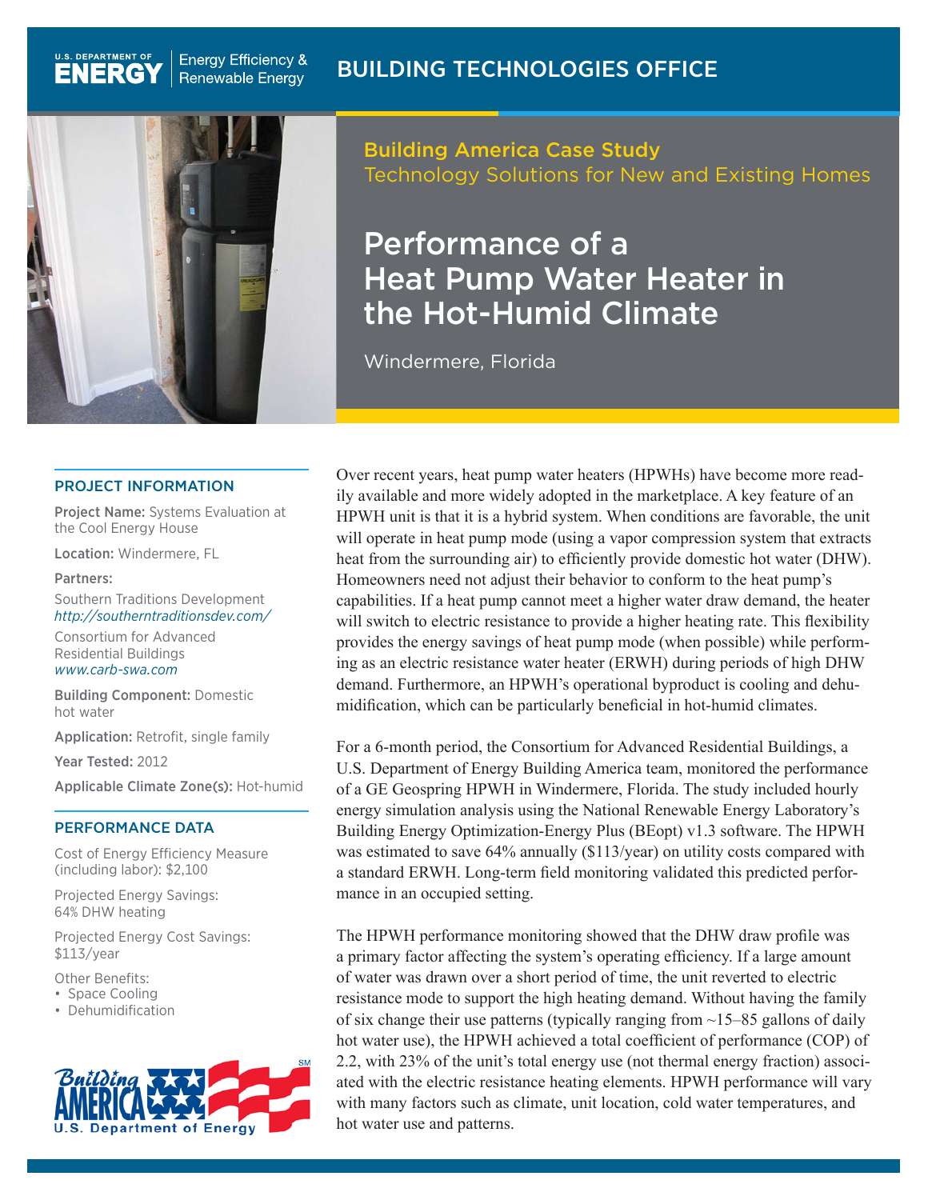U.S. DEPARTMENT OF ENERGY | Energy Efficiency & Renewable Energy

BUILDING TECHNOLOGIES OFFICE

Building America Case Study
Technology Solutions for New and Existing Homes

# Performance of a Heat Pump Water Heater in the Hot-Humid Climate

Windermere, Florida

## PROJECT INFORMATION

**Project Name:** Systems Evaluation at the Cool Energy House

**Location:** Windermere, FL

**Partners:**

Southern Traditions Development
*http://southerntraditionsdev.com/*

Consortium for Advanced Residential Buildings
*www.carb-swa.com*

**Building Component:** Domestic hot water

**Application:** Retrofit, single family

**Year Tested:** 2012

**Applicable Climate Zone(s):** Hot-humid

## PERFORMANCE DATA

Cost of Energy Efficiency Measure (including labor): $2,100

Projected Energy Savings: 64% DHW heating

Projected Energy Cost Savings: $113/year

Other Benefits:
- Space Cooling
- Dehumidification

Over recent years, heat pump water heaters (HPWHs) have become more readily available and more widely adopted in the marketplace. A key feature of an HPWH unit is that it is a hybrid system. When conditions are favorable, the unit will operate in heat pump mode (using a vapor compression system that extracts heat from the surrounding air) to efficiently provide domestic hot water (DHW). Homeowners need not adjust their behavior to conform to the heat pump's capabilities. If a heat pump cannot meet a higher water draw demand, the heater will switch to electric resistance to provide a higher heating rate. This flexibility provides the energy savings of heat pump mode (when possible) while performing as an electric resistance water heater (ERWH) during periods of high DHW demand. Furthermore, an HPWH's operational byproduct is cooling and dehumidification, which can be particularly beneficial in hot-humid climates.

For a 6-month period, the Consortium for Advanced Residential Buildings, a U.S. Department of Energy Building America team, monitored the performance of a GE Geospring HPWH in Windermere, Florida. The study included hourly energy simulation analysis using the National Renewable Energy Laboratory's Building Energy Optimization-Energy Plus (BEopt) v1.3 software. The HPWH was estimated to save 64% annually ($113/year) on utility costs compared with a standard ERWH. Long-term field monitoring validated this predicted performance in an occupied setting.

The HPWH performance monitoring showed that the DHW draw profile was a primary factor affecting the system's operating efficiency. If a large amount of water was drawn over a short period of time, the unit reverted to electric resistance mode to support the high heating demand. Without having the family of six change their use patterns (typically ranging from ~15–85 gallons of daily hot water use), the HPWH achieved a total coefficient of performance (COP) of 2.2, with 23% of the unit's total energy use (not thermal energy fraction) associated with the electric resistance heating elements. HPWH performance will vary with many factors such as climate, unit location, cold water temperatures, and hot water use and patterns.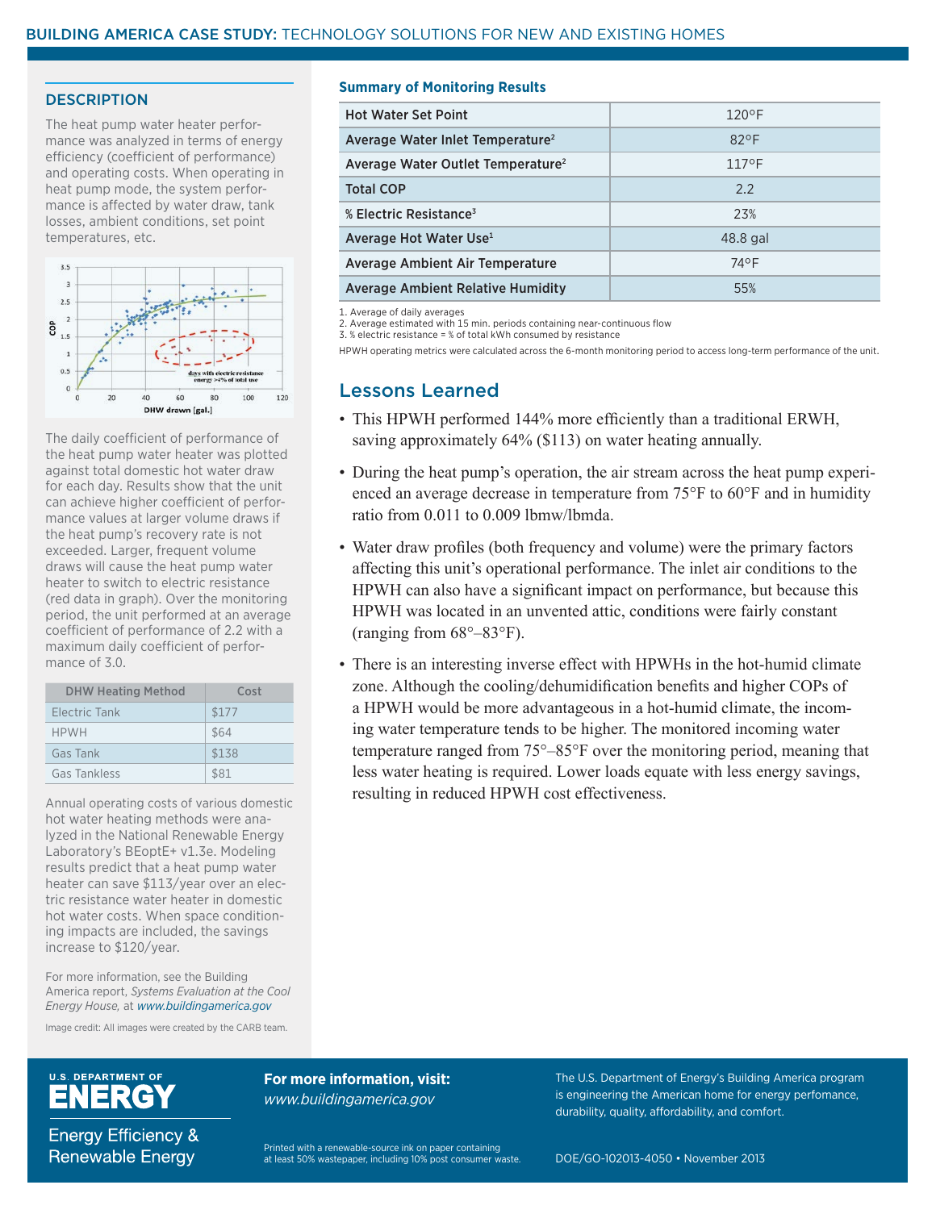## DESCRIPTION

The heat pump water heater performance was analyzed in terms of energy efficiency (coefficient of performance) and operating costs. When operating in heat pump mode, the system performance is affected by water draw, tank losses, ambient conditions, set point temperatures, etc.

3.5
3
2.5
2
1.5
1
0.5
0
COP
0
20
40
60
80
100
120
DHW drawn [gal.]
days with electric resistance energy >4% of total use

The daily coefficient of performance of the heat pump water heater was plotted against total domestic hot water draw for each day. Results show that the unit can achieve higher coefficient of performance values at larger volume draws if the heat pump's recovery rate is not exceeded. Larger, frequent volume draws will cause the heat pump water heater to switch to electric resistance (red data in graph). Over the monitoring period, the unit performed at an average coefficient of performance of 2.2 with a maximum daily coefficient of performance of 3.0.

| DHW Heating Method | Cost |
|---|---|
| Electric Tank | $177 |
| HPWH | $64 |
| Gas Tank | $138 |
| Gas Tankless | $81 |

Annual operating costs of various domestic hot water heating methods were analyzed in the National Renewable Energy Laboratory's BEoptE+ v1.3e. Modeling results predict that a heat pump water heater can save $113/year over an electric resistance water heater in domestic hot water costs. When space conditioning impacts are included, the savings increase to $120/year.

For more information, see the Building America report, *Systems Evaluation at the Cool Energy House,* at *www.buildingamerica.gov*

Image credit: All images were created by the CARB team.

### Summary of Monitoring Results

| | |
|---|---|
| Hot Water Set Point | 120°F |
| Average Water Inlet Temperature[2] | 82°F |
| Average Water Outlet Temperature[2] | 117°F |
| Total COP | 2.2 |
| % Electric Resistance[3] | 23% |
| Average Hot Water Use[1] | 48.8 gal |
| Average Ambient Air Temperature | 74°F |
| Average Ambient Relative Humidity | 55% |

1. Average of daily averages
2. Average estimated with 15 min. periods containing near-continuous flow
3. % electric resistance = % of total kWh consumed by resistance

HPWH operating metrics were calculated across the 6-month monitoring period to access long-term performance of the unit.

## Lessons Learned

- This HPWH performed 144% more efficiently than a traditional ERWH, saving approximately 64% ($113) on water heating annually.
- During the heat pump's operation, the air stream across the heat pump experienced an average decrease in temperature from 75°F to 60°F and in humidity ratio from 0.011 to 0.009 lbmw/lbmda.
- Water draw profiles (both frequency and volume) were the primary factors affecting this unit's operational performance. The inlet air conditions to the HPWH can also have a significant impact on performance, but because this HPWH was located in an unvented attic, conditions were fairly constant (ranging from 68°–83°F).
- There is an interesting inverse effect with HPWHs in the hot-humid climate zone. Although the cooling/dehumidification benefits and higher COPs of a HPWH would be more advantageous in a hot-humid climate, the incoming water temperature tends to be higher. The monitored incoming water temperature ranged from 75°–85°F over the monitoring period, meaning that less water heating is required. Lower loads equate with less energy savings, resulting in reduced HPWH cost effectiveness.

U.S. DEPARTMENT OF ENERGY

Energy Efficiency & Renewable Energy

**For more information, visit:**
*www.buildingamerica.gov*

The U.S. Department of Energy's Building America program is engineering the American home for energy perfomance, durability, quality, affordability, and comfort.

Printed with a renewable-source ink on paper containing at least 50% wastepaper, including 10% post consumer waste.

DOE/GO-102013-4050 • November 2013